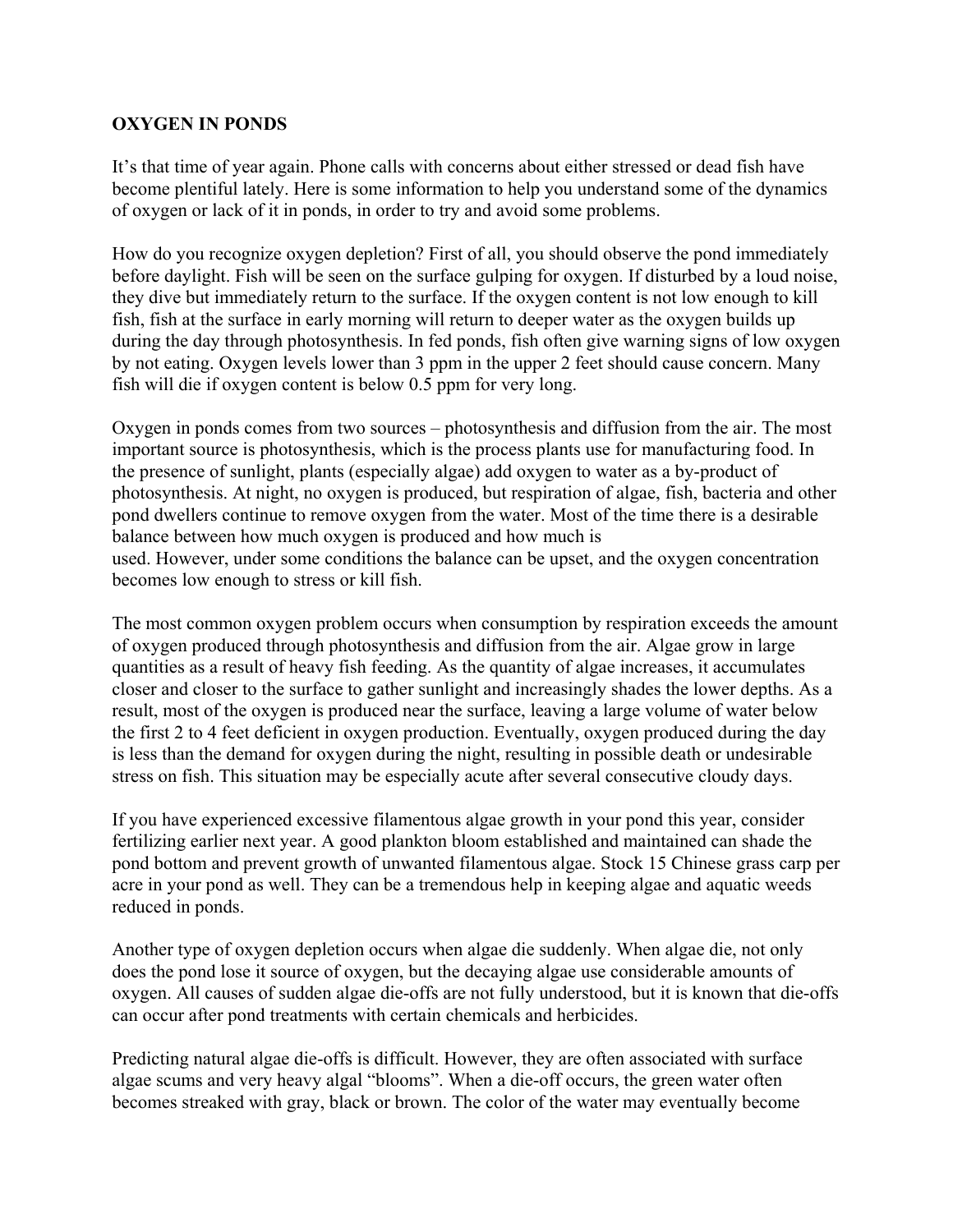**OXYGEN IN PONDS**

It's that time of year again. Phone calls with concerns about either stressed or dead fish have become plentiful lately. Here is some information to help you understand some of the dynamics of oxygen or lack of it in ponds, in order to try and avoid some problems.

How do you recognize oxygen depletion? First of all, you should observe the pond immediately before daylight. Fish will be seen on the surface gulping for oxygen. If disturbed by a loud noise, they dive but immediately return to the surface. If the oxygen content is not low enough to kill fish, fish at the surface in early morning will return to deeper water as the oxygen builds up during the day through photosynthesis. In fed ponds, fish often give warning signs of low oxygen by not eating. Oxygen levels lower than 3 ppm in the upper 2 feet should cause concern. Many fish will die if oxygen content is below 0.5 ppm for very long.

Oxygen in ponds comes from two sources – photosynthesis and diffusion from the air. The most important source is photosynthesis, which is the process plants use for manufacturing food. In the presence of sunlight, plants (especially algae) add oxygen to water as a by-product of photosynthesis. At night, no oxygen is produced, but respiration of algae, fish, bacteria and other pond dwellers continue to remove oxygen from the water. Most of the time there is a desirable balance between how much oxygen is produced and how much is used. However, under some conditions the balance can be upset, and the oxygen concentration becomes low enough to stress or kill fish.

The most common oxygen problem occurs when consumption by respiration exceeds the amount of oxygen produced through photosynthesis and diffusion from the air. Algae grow in large quantities as a result of heavy fish feeding. As the quantity of algae increases, it accumulates closer and closer to the surface to gather sunlight and increasingly shades the lower depths. As a result, most of the oxygen is produced near the surface, leaving a large volume of water below the first 2 to 4 feet deficient in oxygen production. Eventually, oxygen produced during the day is less than the demand for oxygen during the night, resulting in possible death or undesirable stress on fish. This situation may be especially acute after several consecutive cloudy days.

If you have experienced excessive filamentous algae growth in your pond this year, consider fertilizing earlier next year. A good plankton bloom established and maintained can shade the pond bottom and prevent growth of unwanted filamentous algae. Stock 15 Chinese grass carp per acre in your pond as well. They can be a tremendous help in keeping algae and aquatic weeds reduced in ponds.

Another type of oxygen depletion occurs when algae die suddenly. When algae die, not only does the pond lose it source of oxygen, but the decaying algae use considerable amounts of oxygen. All causes of sudden algae die-offs are not fully understood, but it is known that die-offs can occur after pond treatments with certain chemicals and herbicides.

Predicting natural algae die-offs is difficult. However, they are often associated with surface algae scums and very heavy algal "blooms". When a die-off occurs, the green water often becomes streaked with gray, black or brown. The color of the water may eventually become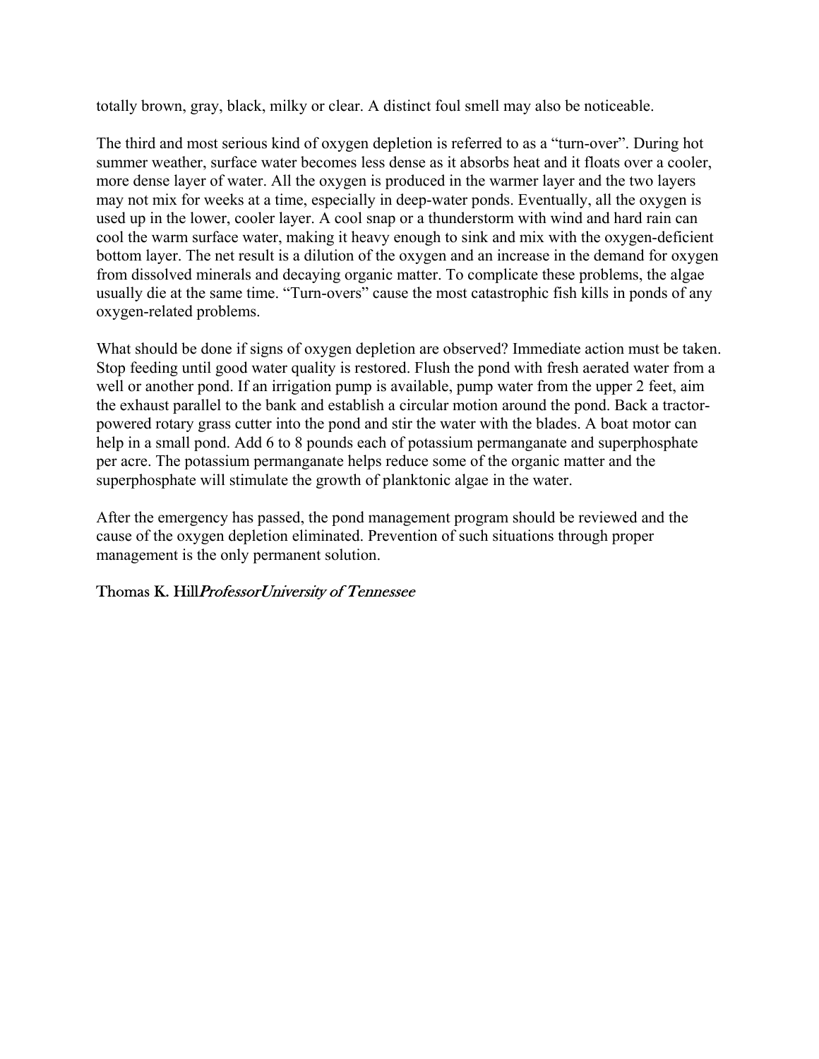totally brown, gray, black, milky or clear. A distinct foul smell may also be noticeable.

The third and most serious kind of oxygen depletion is referred to as a "turn-over". During hot summer weather, surface water becomes less dense as it absorbs heat and it floats over a cooler, more dense layer of water. All the oxygen is produced in the warmer layer and the two layers may not mix for weeks at a time, especially in deep-water ponds. Eventually, all the oxygen is used up in the lower, cooler layer. A cool snap or a thunderstorm with wind and hard rain can cool the warm surface water, making it heavy enough to sink and mix with the oxygen-deficient bottom layer. The net result is a dilution of the oxygen and an increase in the demand for oxygen from dissolved minerals and decaying organic matter. To complicate these problems, the algae usually die at the same time. "Turn-overs" cause the most catastrophic fish kills in ponds of any oxygen-related problems.

What should be done if signs of oxygen depletion are observed? Immediate action must be taken. Stop feeding until good water quality is restored. Flush the pond with fresh aerated water from a well or another pond. If an irrigation pump is available, pump water from the upper 2 feet, aim the exhaust parallel to the bank and establish a circular motion around the pond. Back a tractor-powered rotary grass cutter into the pond and stir the water with the blades. A boat motor can help in a small pond. Add 6 to 8 pounds each of potassium permanganate and superphosphate per acre. The potassium permanganate helps reduce some of the organic matter and the superphosphate will stimulate the growth of planktonic algae in the water.

After the emergency has passed, the pond management program should be reviewed and the cause of the oxygen depletion eliminated. Prevention of such situations through proper management is the only permanent solution.

Thomas K. Hill*ProfessorUniversity of Tennessee*